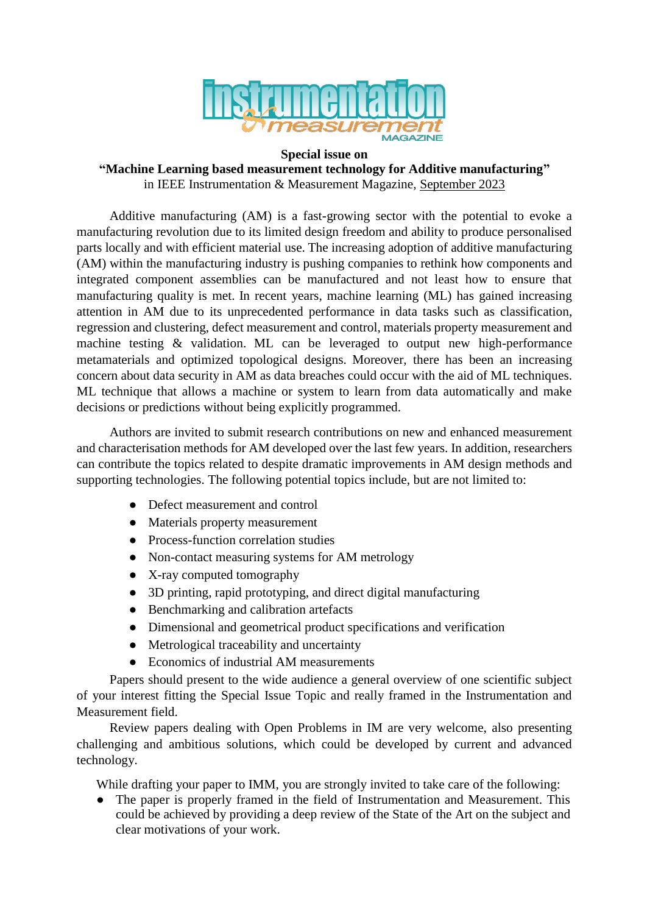**instrumentation & measurement MAGAZINE**

**Special issue on**

**"Machine Learning based measurement technology for Additive manufacturing"**

in IEEE Instrumentation & Measurement Magazine, September 2023

Additive manufacturing (AM) is a fast-growing sector with the potential to evoke a manufacturing revolution due to its limited design freedom and ability to produce personalised parts locally and with efficient material use. The increasing adoption of additive manufacturing (AM) within the manufacturing industry is pushing companies to rethink how components and integrated component assemblies can be manufactured and not least how to ensure that manufacturing quality is met. In recent years, machine learning (ML) has gained increasing attention in AM due to its unprecedented performance in data tasks such as classification, regression and clustering, defect measurement and control, materials property measurement and machine testing & validation. ML can be leveraged to output new high-performance metamaterials and optimized topological designs. Moreover, there has been an increasing concern about data security in AM as data breaches could occur with the aid of ML techniques. ML technique that allows a machine or system to learn from data automatically and make decisions or predictions without being explicitly programmed.

Authors are invited to submit research contributions on new and enhanced measurement and characterisation methods for AM developed over the last few years. In addition, researchers can contribute the topics related to despite dramatic improvements in AM design methods and supporting technologies. The following potential topics include, but are not limited to:

- Defect measurement and control
- Materials property measurement
- Process-function correlation studies
- Non-contact measuring systems for AM metrology
- X-ray computed tomography
- 3D printing, rapid prototyping, and direct digital manufacturing
- Benchmarking and calibration artefacts
- Dimensional and geometrical product specifications and verification
- Metrological traceability and uncertainty
- Economics of industrial AM measurements

Papers should present to the wide audience a general overview of one scientific subject of your interest fitting the Special Issue Topic and really framed in the Instrumentation and Measurement field.

Review papers dealing with Open Problems in IM are very welcome, also presenting challenging and ambitious solutions, which could be developed by current and advanced technology.

While drafting your paper to IMM, you are strongly invited to take care of the following:

- The paper is properly framed in the field of Instrumentation and Measurement. This could be achieved by providing a deep review of the State of the Art on the subject and clear motivations of your work.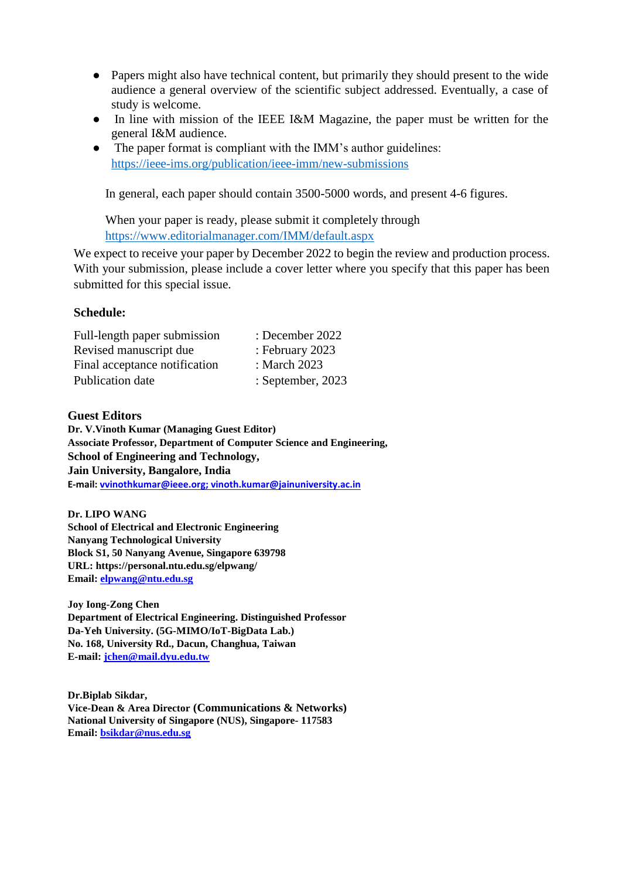- Papers might also have technical content, but primarily they should present to the wide audience a general overview of the scientific subject addressed. Eventually, a case of study is welcome.
- In line with mission of the IEEE I&M Magazine, the paper must be written for the general I&M audience.
- The paper format is compliant with the IMM's author guidelines: https://ieee-ims.org/publication/ieee-imm/new-submissions

In general, each paper should contain 3500-5000 words, and present 4-6 figures.

When your paper is ready, please submit it completely through https://www.editorialmanager.com/IMM/default.aspx

We expect to receive your paper by December 2022 to begin the review and production process. With your submission, please include a cover letter where you specify that this paper has been submitted for this special issue.

### Schedule:

| | |
|---|---|
| Full-length paper submission | : December 2022 |
| Revised manuscript due | : February 2023 |
| Final acceptance notification | : March 2023 |
| Publication date | : September, 2023 |

## Guest Editors

**Dr. V.Vinoth Kumar (Managing Guest Editor)**
**Associate Professor, Department of Computer Science and Engineering,**
**School of Engineering and Technology,**
**Jain University, Bangalore, India**
**E-mail: vvinothkumar@ieee.org; vinoth.kumar@jainuniversity.ac.in**

**Dr. LIPO WANG**
**School of Electrical and Electronic Engineering**
**Nanyang Technological University**
**Block S1, 50 Nanyang Avenue, Singapore 639798**
**URL: https://personal.ntu.edu.sg/elpwang/**
**Email: elpwang@ntu.edu.sg**

**Joy Iong-Zong Chen**
**Department of Electrical Engineering. Distinguished Professor**
**Da-Yeh University. (5G-MIMO/IoT-BigData Lab.)**
**No. 168, University Rd., Dacun, Changhua, Taiwan**
**E-mail: jchen@mail.dyu.edu.tw**

**Dr.Biplab Sikdar,**
**Vice-Dean & Area Director (Communications & Networks)**
**National University of Singapore (NUS), Singapore- 117583**
**Email: bsikdar@nus.edu.sg**